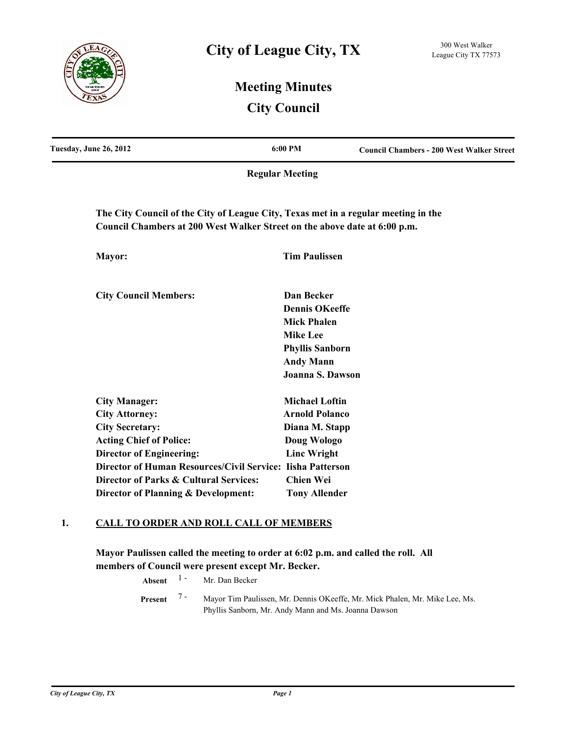# City of League City, TX

300 West Walker
League City TX 77573

## Meeting Minutes
## City Council

| Tuesday, June 26, 2012 | 6:00 PM | Council Chambers - 200 West Walker Street |
|---|---|---|

**Regular Meeting**

**The City Council of the City of League City, Texas met in a regular meeting in the Council Chambers at 200 West Walker Street on the above date at 6:00 p.m.**

| | |
|---|---|
| **Mayor:** | **Tim Paulissen** |
| **City Council Members:** | **Dan Becker** |
| | **Dennis OKeeffe** |
| | **Mick Phalen** |
| | **Mike Lee** |
| | **Phyllis Sanborn** |
| | **Andy Mann** |
| | **Joanna S. Dawson** |
| **City Manager:** | **Michael Loftin** |
| **City Attorney:** | **Arnold Polanco** |
| **City Secretary:** | **Diana M. Stapp** |
| **Acting Chief of Police:** | **Doug Wologo** |
| **Director of Engineering:** | **Linc Wright** |
| **Director of Human Resources/Civil Service:** | **Iisha Patterson** |
| **Director of Parks & Cultural Services:** | **Chien Wei** |
| **Director of Planning & Development:** | **Tony Allender** |

## 1. CALL TO ORDER AND ROLL CALL OF MEMBERS

**Mayor Paulissen called the meeting to order at 6:02 p.m. and called the roll. All members of Council were present except Mr. Becker.**

**Absent** 1 - Mr. Dan Becker

**Present** 7 - Mayor Tim Paulissen, Mr. Dennis OKeeffe, Mr. Mick Phalen, Mr. Mike Lee, Ms. Phyllis Sanborn, Mr. Andy Mann and Ms. Joanna Dawson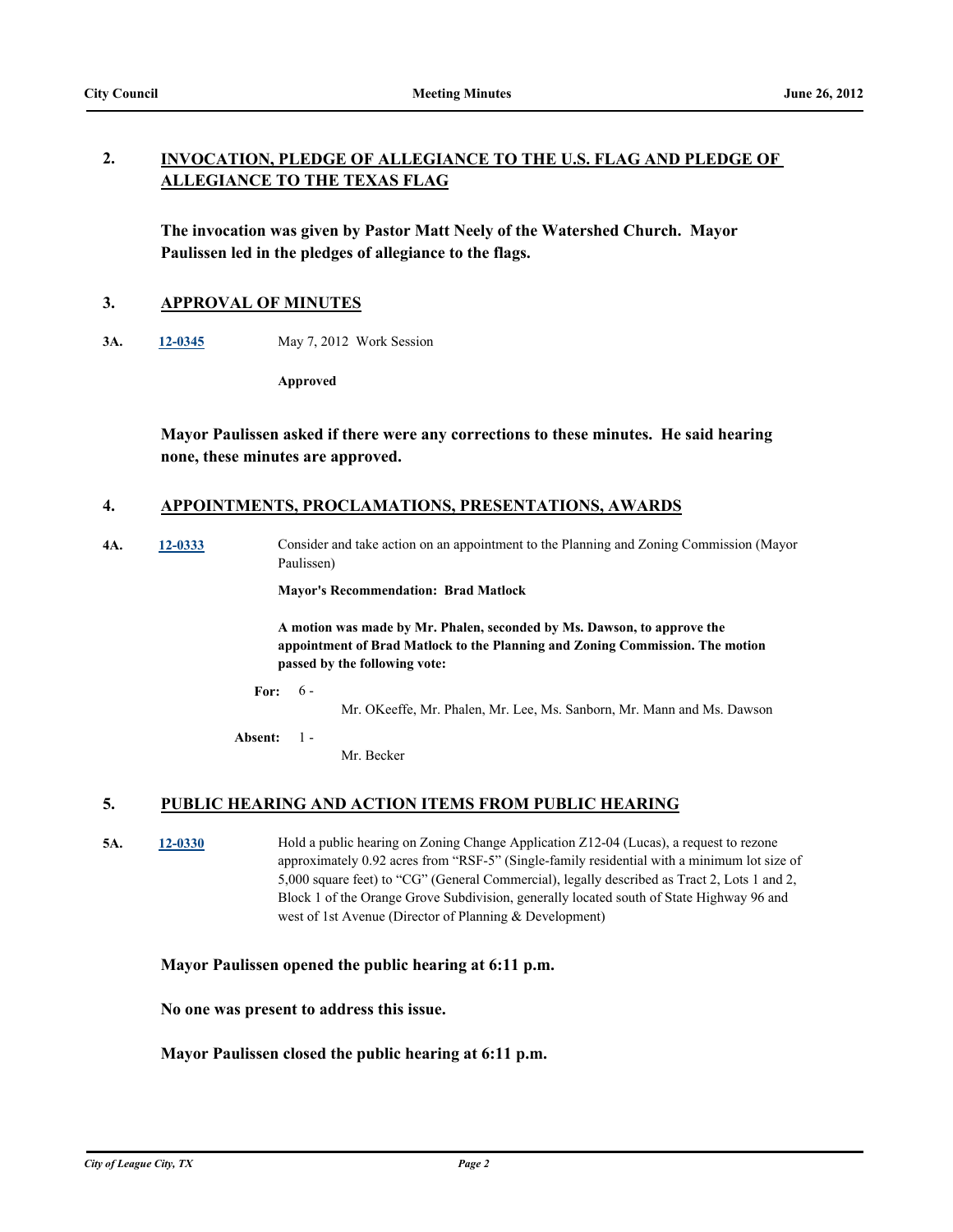## 2. INVOCATION, PLEDGE OF ALLEGIANCE TO THE U.S. FLAG AND PLEDGE OF ALLEGIANCE TO THE TEXAS FLAG

**The invocation was given by Pastor Matt Neely of the Watershed Church. Mayor Paulissen led in the pledges of allegiance to the flags.**

## 3. APPROVAL OF MINUTES

**3A.** 12-0345 May 7, 2012 Work Session

**Approved**

**Mayor Paulissen asked if there were any corrections to these minutes. He said hearing none, these minutes are approved.**

## 4. APPOINTMENTS, PROCLAMATIONS, PRESENTATIONS, AWARDS

**4A.** 12-0333 Consider and take action on an appointment to the Planning and Zoning Commission (Mayor Paulissen)

**Mayor's Recommendation: Brad Matlock**

**A motion was made by Mr. Phalen, seconded by Ms. Dawson, to approve the appointment of Brad Matlock to the Planning and Zoning Commission. The motion passed by the following vote:**

**For:** 6 - Mr. OKeeffe, Mr. Phalen, Mr. Lee, Ms. Sanborn, Mr. Mann and Ms. Dawson

**Absent:** 1 - Mr. Becker

## 5. PUBLIC HEARING AND ACTION ITEMS FROM PUBLIC HEARING

**5A.** 12-0330 Hold a public hearing on Zoning Change Application Z12-04 (Lucas), a request to rezone approximately 0.92 acres from "RSF-5" (Single-family residential with a minimum lot size of 5,000 square feet) to "CG" (General Commercial), legally described as Tract 2, Lots 1 and 2, Block 1 of the Orange Grove Subdivision, generally located south of State Highway 96 and west of 1st Avenue (Director of Planning & Development)

**Mayor Paulissen opened the public hearing at 6:11 p.m.**

**No one was present to address this issue.**

**Mayor Paulissen closed the public hearing at 6:11 p.m.**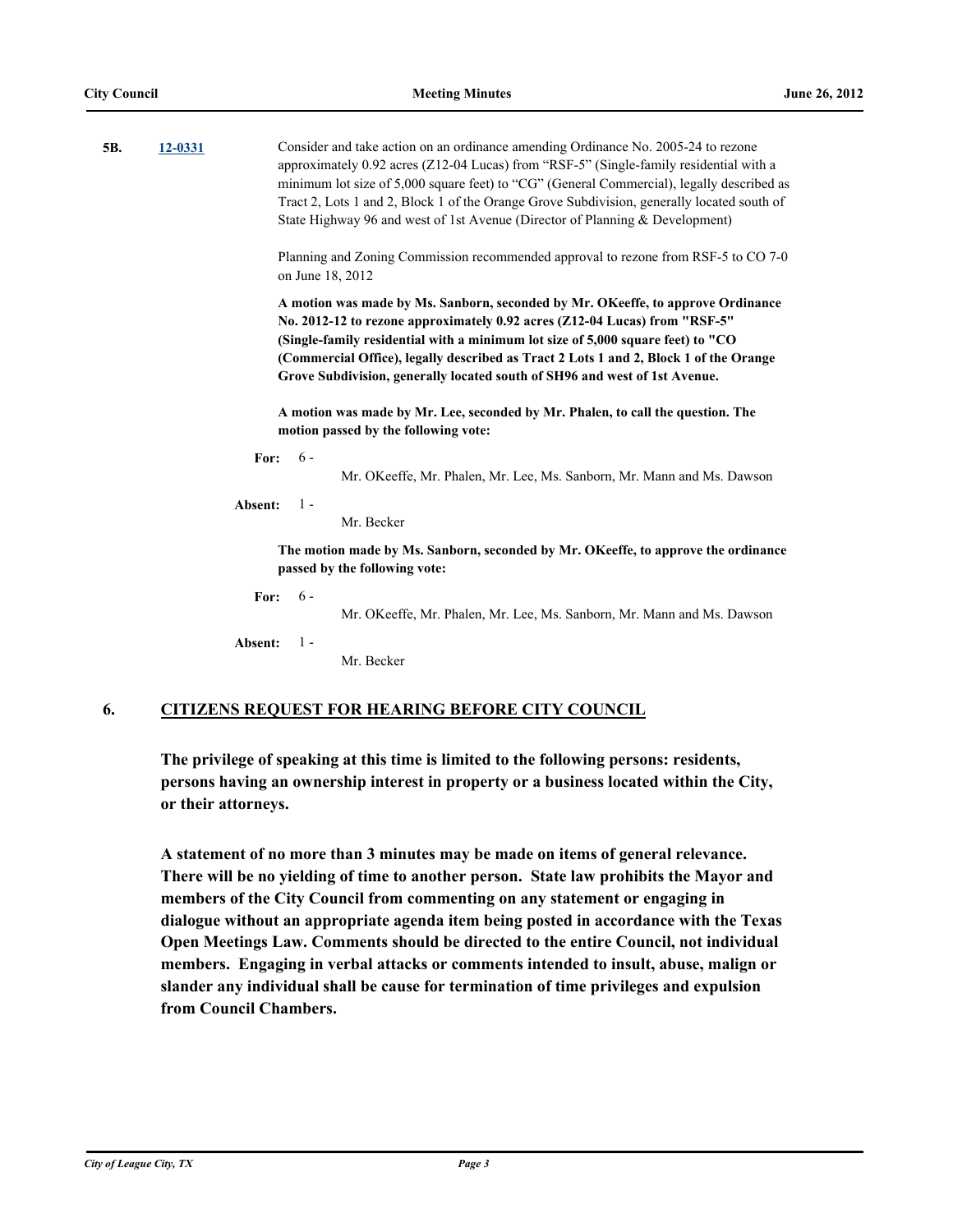**5B.** **12-0331**

Consider and take action on an ordinance amending Ordinance No. 2005-24 to rezone approximately 0.92 acres (Z12-04 Lucas) from "RSF-5" (Single-family residential with a minimum lot size of 5,000 square feet) to "CG" (General Commercial), legally described as Tract 2, Lots 1 and 2, Block 1 of the Orange Grove Subdivision, generally located south of State Highway 96 and west of 1st Avenue (Director of Planning & Development)

Planning and Zoning Commission recommended approval to rezone from RSF-5 to CO 7-0 on June 18, 2012

**A motion was made by Ms. Sanborn, seconded by Mr. OKeeffe, to approve Ordinance No. 2012-12 to rezone approximately 0.92 acres (Z12-04 Lucas) from "RSF-5" (Single-family residential with a minimum lot size of 5,000 square feet) to "CO (Commercial Office), legally described as Tract 2 Lots 1 and 2, Block 1 of the Orange Grove Subdivision, generally located south of SH96 and west of 1st Avenue.**

**A motion was made by Mr. Lee, seconded by Mr. Phalen, to call the question. The motion passed by the following vote:**

**For:** 6 - Mr. OKeeffe, Mr. Phalen, Mr. Lee, Ms. Sanborn, Mr. Mann and Ms. Dawson

**Absent:** 1 - Mr. Becker

**The motion made by Ms. Sanborn, seconded by Mr. OKeeffe, to approve the ordinance passed by the following vote:**

**For:** 6 - Mr. OKeeffe, Mr. Phalen, Mr. Lee, Ms. Sanborn, Mr. Mann and Ms. Dawson

**Absent:** 1 - Mr. Becker

## 6. CITIZENS REQUEST FOR HEARING BEFORE CITY COUNCIL

**The privilege of speaking at this time is limited to the following persons: residents, persons having an ownership interest in property or a business located within the City, or their attorneys.**

**A statement of no more than 3 minutes may be made on items of general relevance. There will be no yielding of time to another person. State law prohibits the Mayor and members of the City Council from commenting on any statement or engaging in dialogue without an appropriate agenda item being posted in accordance with the Texas Open Meetings Law. Comments should be directed to the entire Council, not individual members. Engaging in verbal attacks or comments intended to insult, abuse, malign or slander any individual shall be cause for termination of time privileges and expulsion from Council Chambers.**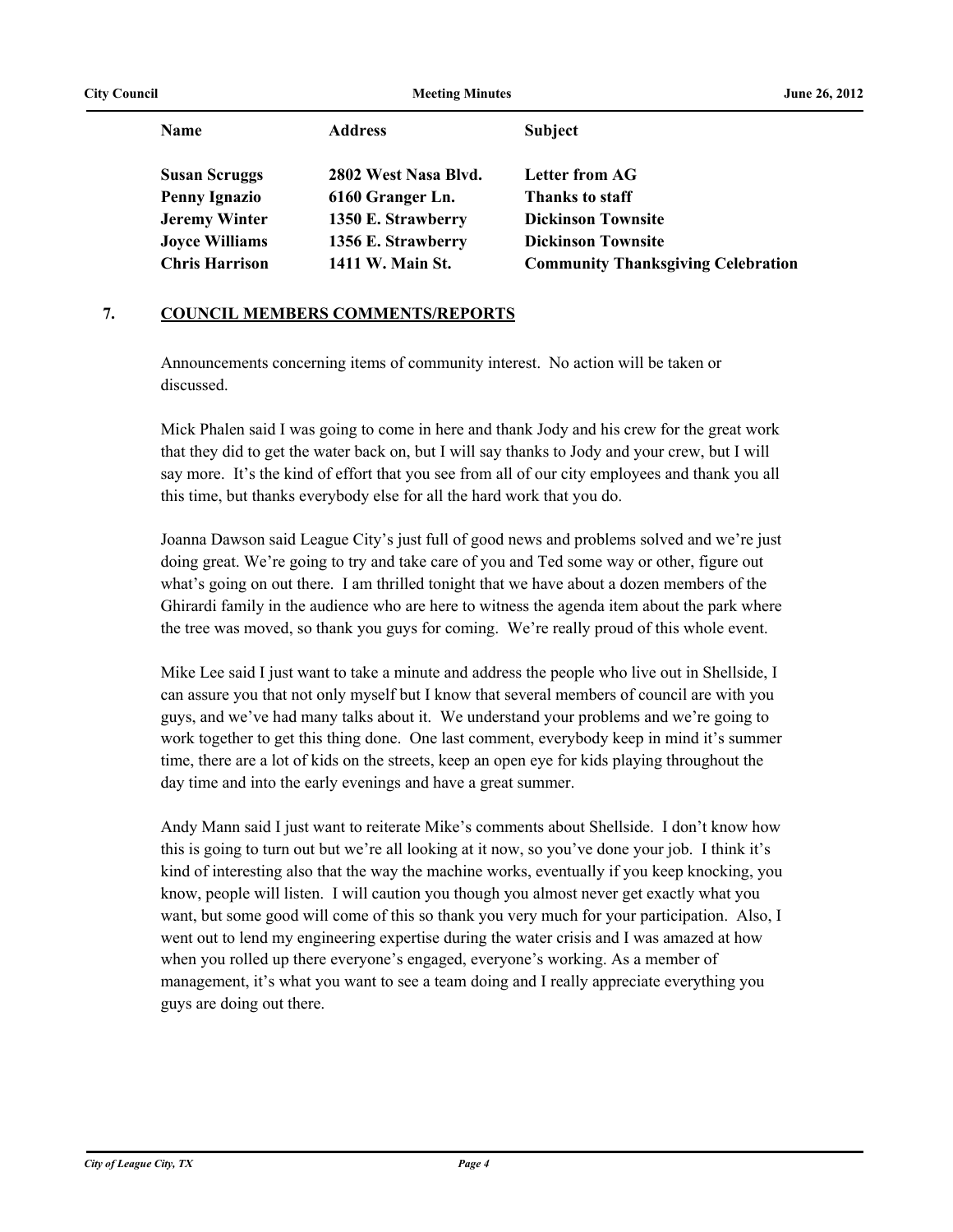| Name | Address | Subject |
|---|---|---|
| **Susan Scruggs** | **2802 West Nasa Blvd.** | **Letter from AG** |
| **Penny Ignazio** | **6160 Granger Ln.** | **Thanks to staff** |
| **Jeremy Winter** | **1350 E. Strawberry** | **Dickinson Townsite** |
| **Joyce Williams** | **1356 E. Strawberry** | **Dickinson Townsite** |
| **Chris Harrison** | **1411 W. Main St.** | **Community Thanksgiving Celebration** |

## 7. COUNCIL MEMBERS COMMENTS/REPORTS

Announcements concerning items of community interest. No action will be taken or discussed.

Mick Phalen said I was going to come in here and thank Jody and his crew for the great work that they did to get the water back on, but I will say thanks to Jody and your crew, but I will say more. It's the kind of effort that you see from all of our city employees and thank you all this time, but thanks everybody else for all the hard work that you do.

Joanna Dawson said League City's just full of good news and problems solved and we're just doing great. We're going to try and take care of you and Ted some way or other, figure out what's going on out there. I am thrilled tonight that we have about a dozen members of the Ghirardi family in the audience who are here to witness the agenda item about the park where the tree was moved, so thank you guys for coming. We're really proud of this whole event.

Mike Lee said I just want to take a minute and address the people who live out in Shellside, I can assure you that not only myself but I know that several members of council are with you guys, and we've had many talks about it. We understand your problems and we're going to work together to get this thing done. One last comment, everybody keep in mind it's summer time, there are a lot of kids on the streets, keep an open eye for kids playing throughout the day time and into the early evenings and have a great summer.

Andy Mann said I just want to reiterate Mike's comments about Shellside. I don't know how this is going to turn out but we're all looking at it now, so you've done your job. I think it's kind of interesting also that the way the machine works, eventually if you keep knocking, you know, people will listen. I will caution you though you almost never get exactly what you want, but some good will come of this so thank you very much for your participation. Also, I went out to lend my engineering expertise during the water crisis and I was amazed at how when you rolled up there everyone's engaged, everyone's working. As a member of management, it's what you want to see a team doing and I really appreciate everything you guys are doing out there.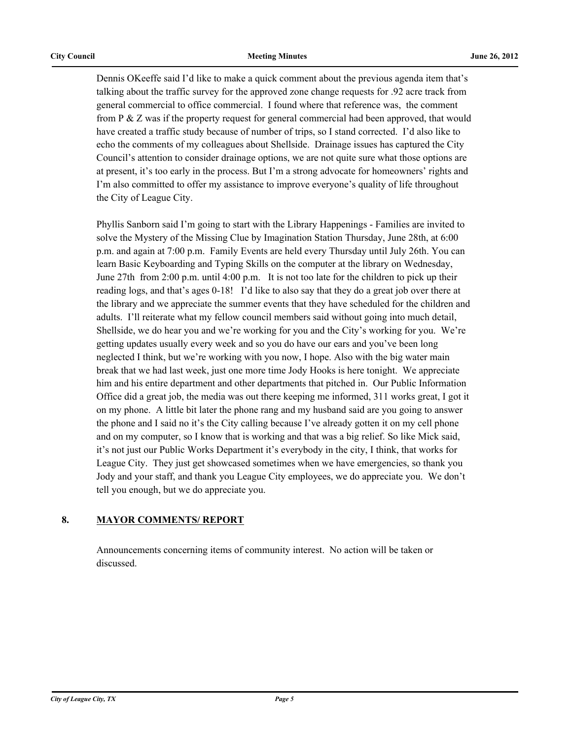Dennis OKeeffe said I'd like to make a quick comment about the previous agenda item that's talking about the traffic survey for the approved zone change requests for .92 acre track from general commercial to office commercial. I found where that reference was, the comment from P & Z was if the property request for general commercial had been approved, that would have created a traffic study because of number of trips, so I stand corrected. I'd also like to echo the comments of my colleagues about Shellside. Drainage issues has captured the City Council's attention to consider drainage options, we are not quite sure what those options are at present, it's too early in the process. But I'm a strong advocate for homeowners' rights and I'm also committed to offer my assistance to improve everyone's quality of life throughout the City of League City.

Phyllis Sanborn said I'm going to start with the Library Happenings - Families are invited to solve the Mystery of the Missing Clue by Imagination Station Thursday, June 28th, at 6:00 p.m. and again at 7:00 p.m. Family Events are held every Thursday until July 26th. You can learn Basic Keyboarding and Typing Skills on the computer at the library on Wednesday, June 27th from 2:00 p.m. until 4:00 p.m. It is not too late for the children to pick up their reading logs, and that's ages 0-18! I'd like to also say that they do a great job over there at the library and we appreciate the summer events that they have scheduled for the children and adults. I'll reiterate what my fellow council members said without going into much detail, Shellside, we do hear you and we're working for you and the City's working for you. We're getting updates usually every week and so you do have our ears and you've been long neglected I think, but we're working with you now, I hope. Also with the big water main break that we had last week, just one more time Jody Hooks is here tonight. We appreciate him and his entire department and other departments that pitched in. Our Public Information Office did a great job, the media was out there keeping me informed, 311 works great, I got it on my phone. A little bit later the phone rang and my husband said are you going to answer the phone and I said no it's the City calling because I've already gotten it on my cell phone and on my computer, so I know that is working and that was a big relief. So like Mick said, it's not just our Public Works Department it's everybody in the city, I think, that works for League City. They just get showcased sometimes when we have emergencies, so thank you Jody and your staff, and thank you League City employees, we do appreciate you. We don't tell you enough, but we do appreciate you.

## 8. MAYOR COMMENTS/ REPORT

Announcements concerning items of community interest. No action will be taken or discussed.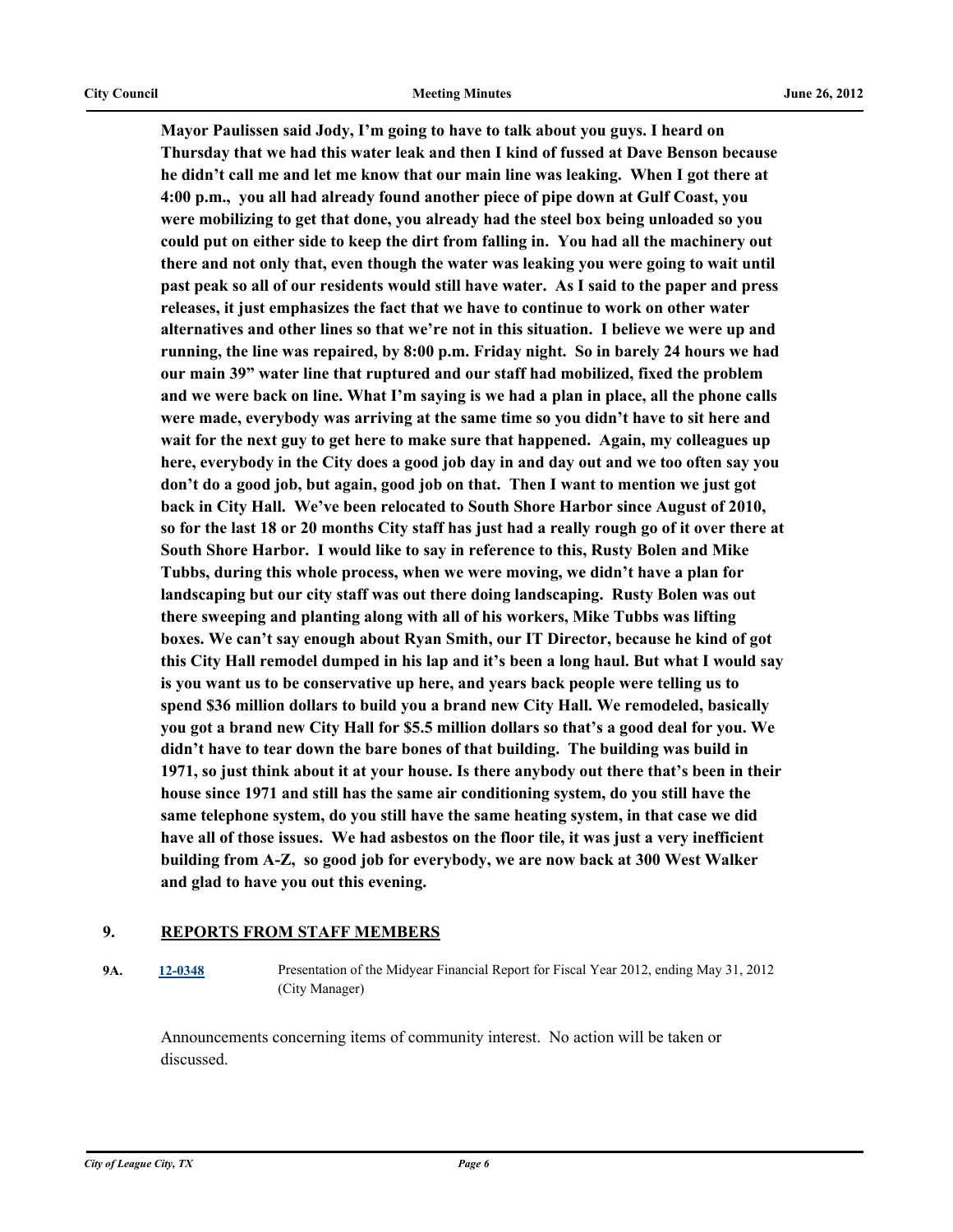**Mayor Paulissen said Jody, I'm going to have to talk about you guys. I heard on Thursday that we had this water leak and then I kind of fussed at Dave Benson because he didn't call me and let me know that our main line was leaking. When I got there at 4:00 p.m., you all had already found another piece of pipe down at Gulf Coast, you were mobilizing to get that done, you already had the steel box being unloaded so you could put on either side to keep the dirt from falling in. You had all the machinery out there and not only that, even though the water was leaking you were going to wait until past peak so all of our residents would still have water. As I said to the paper and press releases, it just emphasizes the fact that we have to continue to work on other water alternatives and other lines so that we're not in this situation. I believe we were up and running, the line was repaired, by 8:00 p.m. Friday night. So in barely 24 hours we had our main 39" water line that ruptured and our staff had mobilized, fixed the problem and we were back on line. What I'm saying is we had a plan in place, all the phone calls were made, everybody was arriving at the same time so you didn't have to sit here and wait for the next guy to get here to make sure that happened. Again, my colleagues up here, everybody in the City does a good job day in and day out and we too often say you don't do a good job, but again, good job on that. Then I want to mention we just got back in City Hall. We've been relocated to South Shore Harbor since August of 2010, so for the last 18 or 20 months City staff has just had a really rough go of it over there at South Shore Harbor. I would like to say in reference to this, Rusty Bolen and Mike Tubbs, during this whole process, when we were moving, we didn't have a plan for landscaping but our city staff was out there doing landscaping. Rusty Bolen was out there sweeping and planting along with all of his workers, Mike Tubbs was lifting boxes. We can't say enough about Ryan Smith, our IT Director, because he kind of got this City Hall remodel dumped in his lap and it's been a long haul. But what I would say is you want us to be conservative up here, and years back people were telling us to spend $36 million dollars to build you a brand new City Hall. We remodeled, basically you got a brand new City Hall for $5.5 million dollars so that's a good deal for you. We didn't have to tear down the bare bones of that building. The building was build in 1971, so just think about it at your house. Is there anybody out there that's been in their house since 1971 and still has the same air conditioning system, do you still have the same telephone system, do you still have the same heating system, in that case we did have all of those issues. We had asbestos on the floor tile, it was just a very inefficient building from A-Z, so good job for everybody, we are now back at 300 West Walker and glad to have you out this evening.**

## 9. REPORTS FROM STAFF MEMBERS

**9A.** **12-0348** Presentation of the Midyear Financial Report for Fiscal Year 2012, ending May 31, 2012 (City Manager)

Announcements concerning items of community interest. No action will be taken or discussed.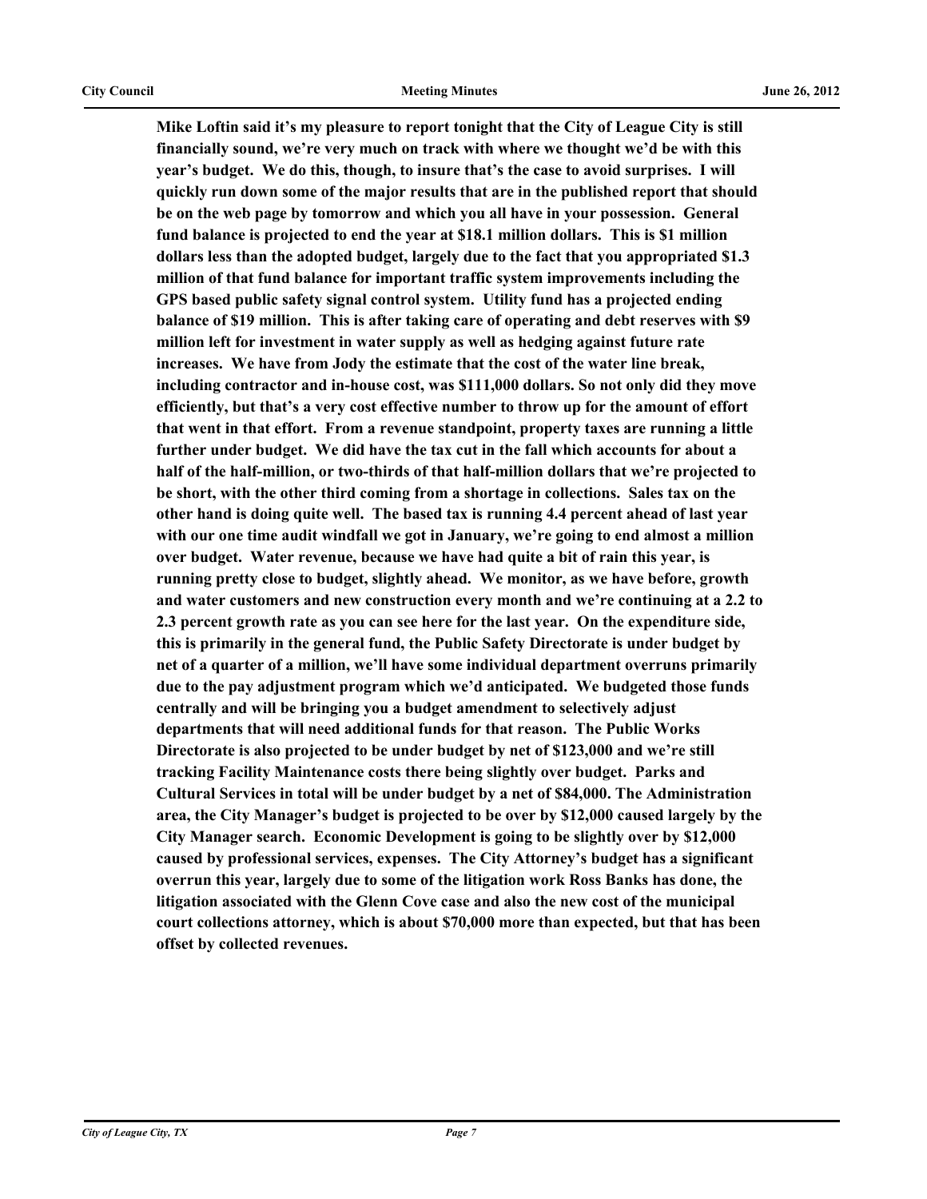**Mike Loftin said it's my pleasure to report tonight that the City of League City is still financially sound, we're very much on track with where we thought we'd be with this year's budget. We do this, though, to insure that's the case to avoid surprises. I will quickly run down some of the major results that are in the published report that should be on the web page by tomorrow and which you all have in your possession. General fund balance is projected to end the year at $18.1 million dollars. This is $1 million dollars less than the adopted budget, largely due to the fact that you appropriated $1.3 million of that fund balance for important traffic system improvements including the GPS based public safety signal control system. Utility fund has a projected ending balance of $19 million. This is after taking care of operating and debt reserves with $9 million left for investment in water supply as well as hedging against future rate increases. We have from Jody the estimate that the cost of the water line break, including contractor and in-house cost, was $111,000 dollars. So not only did they move efficiently, but that's a very cost effective number to throw up for the amount of effort that went in that effort. From a revenue standpoint, property taxes are running a little further under budget. We did have the tax cut in the fall which accounts for about a half of the half-million, or two-thirds of that half-million dollars that we're projected to be short, with the other third coming from a shortage in collections. Sales tax on the other hand is doing quite well. The based tax is running 4.4 percent ahead of last year with our one time audit windfall we got in January, we're going to end almost a million over budget. Water revenue, because we have had quite a bit of rain this year, is running pretty close to budget, slightly ahead. We monitor, as we have before, growth and water customers and new construction every month and we're continuing at a 2.2 to 2.3 percent growth rate as you can see here for the last year. On the expenditure side, this is primarily in the general fund, the Public Safety Directorate is under budget by net of a quarter of a million, we'll have some individual department overruns primarily due to the pay adjustment program which we'd anticipated. We budgeted those funds centrally and will be bringing you a budget amendment to selectively adjust departments that will need additional funds for that reason. The Public Works Directorate is also projected to be under budget by net of $123,000 and we're still tracking Facility Maintenance costs there being slightly over budget. Parks and Cultural Services in total will be under budget by a net of $84,000. The Administration area, the City Manager's budget is projected to be over by $12,000 caused largely by the City Manager search. Economic Development is going to be slightly over by $12,000 caused by professional services, expenses. The City Attorney's budget has a significant overrun this year, largely due to some of the litigation work Ross Banks has done, the litigation associated with the Glenn Cove case and also the new cost of the municipal court collections attorney, which is about $70,000 more than expected, but that has been offset by collected revenues.**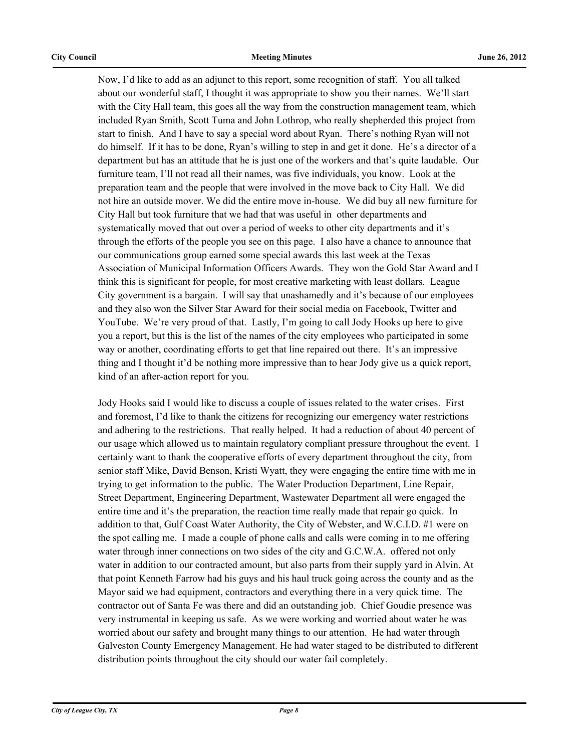Now, I'd like to add as an adjunct to this report, some recognition of staff. You all talked about our wonderful staff, I thought it was appropriate to show you their names. We'll start with the City Hall team, this goes all the way from the construction management team, which included Ryan Smith, Scott Tuma and John Lothrop, who really shepherded this project from start to finish. And I have to say a special word about Ryan. There's nothing Ryan will not do himself. If it has to be done, Ryan's willing to step in and get it done. He's a director of a department but has an attitude that he is just one of the workers and that's quite laudable. Our furniture team, I'll not read all their names, was five individuals, you know. Look at the preparation team and the people that were involved in the move back to City Hall. We did not hire an outside mover. We did the entire move in-house. We did buy all new furniture for City Hall but took furniture that we had that was useful in other departments and systematically moved that out over a period of weeks to other city departments and it's through the efforts of the people you see on this page. I also have a chance to announce that our communications group earned some special awards this last week at the Texas Association of Municipal Information Officers Awards. They won the Gold Star Award and I think this is significant for people, for most creative marketing with least dollars. League City government is a bargain. I will say that unashamedly and it's because of our employees and they also won the Silver Star Award for their social media on Facebook, Twitter and YouTube. We're very proud of that. Lastly, I'm going to call Jody Hooks up here to give you a report, but this is the list of the names of the city employees who participated in some way or another, coordinating efforts to get that line repaired out there. It's an impressive thing and I thought it'd be nothing more impressive than to hear Jody give us a quick report, kind of an after-action report for you.

Jody Hooks said I would like to discuss a couple of issues related to the water crises. First and foremost, I'd like to thank the citizens for recognizing our emergency water restrictions and adhering to the restrictions. That really helped. It had a reduction of about 40 percent of our usage which allowed us to maintain regulatory compliant pressure throughout the event. I certainly want to thank the cooperative efforts of every department throughout the city, from senior staff Mike, David Benson, Kristi Wyatt, they were engaging the entire time with me in trying to get information to the public. The Water Production Department, Line Repair, Street Department, Engineering Department, Wastewater Department all were engaged the entire time and it's the preparation, the reaction time really made that repair go quick. In addition to that, Gulf Coast Water Authority, the City of Webster, and W.C.I.D. #1 were on the spot calling me. I made a couple of phone calls and calls were coming in to me offering water through inner connections on two sides of the city and G.C.W.A. offered not only water in addition to our contracted amount, but also parts from their supply yard in Alvin. At that point Kenneth Farrow had his guys and his haul truck going across the county and as the Mayor said we had equipment, contractors and everything there in a very quick time. The contractor out of Santa Fe was there and did an outstanding job. Chief Goudie presence was very instrumental in keeping us safe. As we were working and worried about water he was worried about our safety and brought many things to our attention. He had water through Galveston County Emergency Management. He had water staged to be distributed to different distribution points throughout the city should our water fail completely.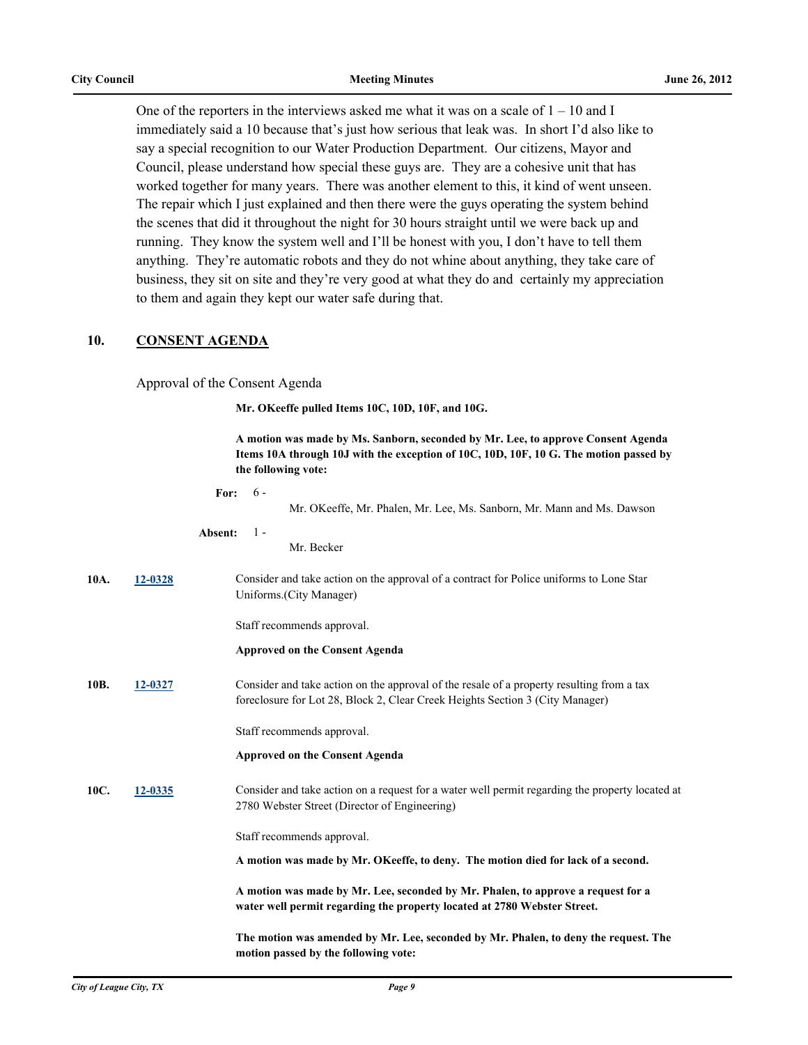One of the reporters in the interviews asked me what it was on a scale of 1 – 10 and I immediately said a 10 because that's just how serious that leak was. In short I'd also like to say a special recognition to our Water Production Department. Our citizens, Mayor and Council, please understand how special these guys are. They are a cohesive unit that has worked together for many years. There was another element to this, it kind of went unseen. The repair which I just explained and then there were the guys operating the system behind the scenes that did it throughout the night for 30 hours straight until we were back up and running. They know the system well and I'll be honest with you, I don't have to tell them anything. They're automatic robots and they do not whine about anything, they take care of business, they sit on site and they're very good at what they do and certainly my appreciation to them and again they kept our water safe during that.

## 10. CONSENT AGENDA

Approval of the Consent Agenda

**Mr. OKeeffe pulled Items 10C, 10D, 10F, and 10G.**

**A motion was made by Ms. Sanborn, seconded by Mr. Lee, to approve Consent Agenda Items 10A through 10J with the exception of 10C, 10D, 10F, 10 G. The motion passed by the following vote:**

**For:** 6 - Mr. OKeeffe, Mr. Phalen, Mr. Lee, Ms. Sanborn, Mr. Mann and Ms. Dawson

**Absent:** 1 - Mr. Becker

**10A. 12-0328** Consider and take action on the approval of a contract for Police uniforms to Lone Star Uniforms.(City Manager)

Staff recommends approval.

**Approved on the Consent Agenda**

**10B. 12-0327** Consider and take action on the approval of the resale of a property resulting from a tax foreclosure for Lot 28, Block 2, Clear Creek Heights Section 3 (City Manager)

Staff recommends approval.

**Approved on the Consent Agenda**

**10C. 12-0335** Consider and take action on a request for a water well permit regarding the property located at 2780 Webster Street (Director of Engineering)

Staff recommends approval.

**A motion was made by Mr. OKeeffe, to deny. The motion died for lack of a second.**

**A motion was made by Mr. Lee, seconded by Mr. Phalen, to approve a request for a water well permit regarding the property located at 2780 Webster Street.**

**The motion was amended by Mr. Lee, seconded by Mr. Phalen, to deny the request. The motion passed by the following vote:**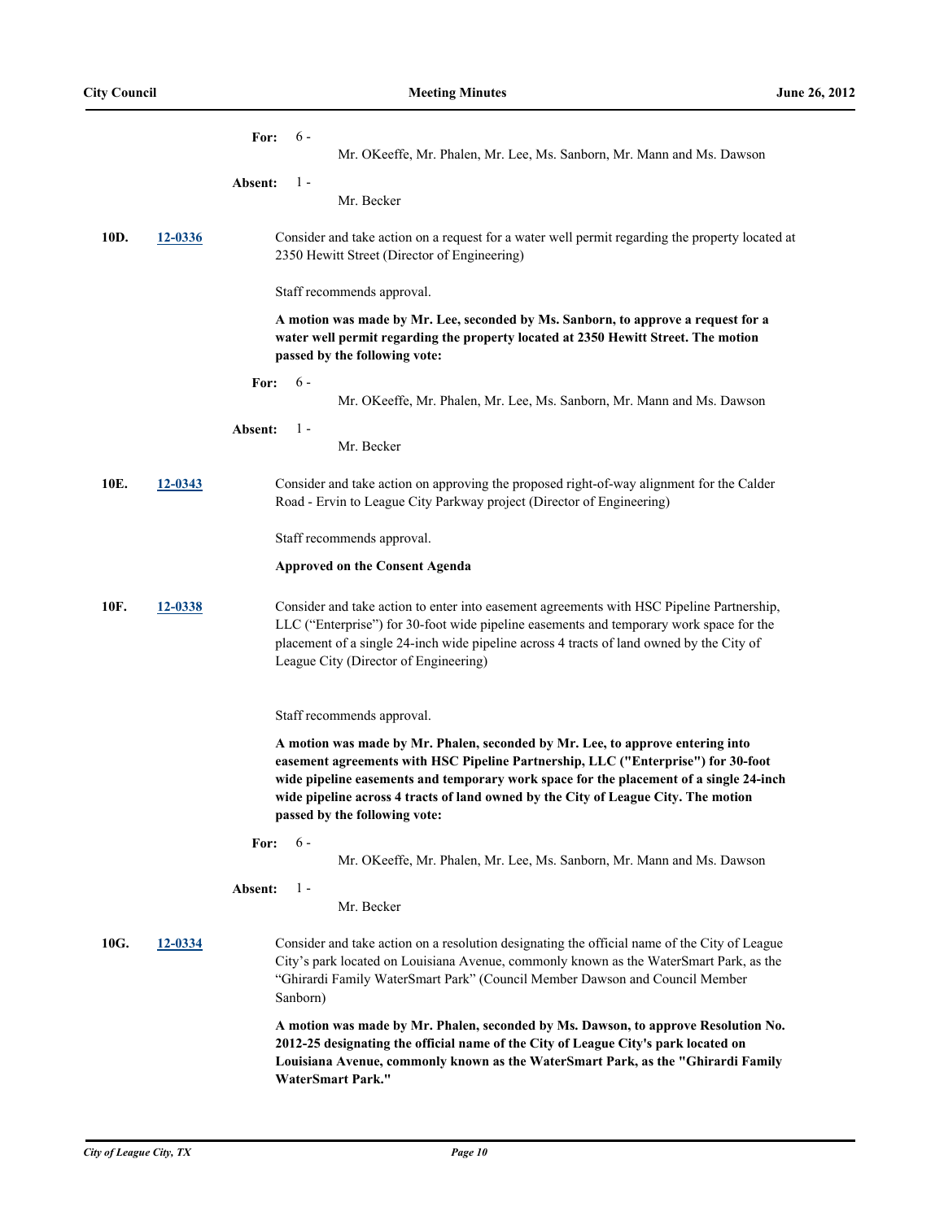**For:** 6 - Mr. OKeeffe, Mr. Phalen, Mr. Lee, Ms. Sanborn, Mr. Mann and Ms. Dawson

**Absent:** 1 - Mr. Becker

**10D.** 12-0336

Consider and take action on a request for a water well permit regarding the property located at 2350 Hewitt Street (Director of Engineering)

Staff recommends approval.

**A motion was made by Mr. Lee, seconded by Ms. Sanborn, to approve a request for a water well permit regarding the property located at 2350 Hewitt Street. The motion passed by the following vote:**

**For:** 6 - Mr. OKeeffe, Mr. Phalen, Mr. Lee, Ms. Sanborn, Mr. Mann and Ms. Dawson

**Absent:** 1 - Mr. Becker

**10E.** 12-0343

Consider and take action on approving the proposed right-of-way alignment for the Calder Road - Ervin to League City Parkway project (Director of Engineering)

Staff recommends approval.

**Approved on the Consent Agenda**

**10F.** 12-0338

Consider and take action to enter into easement agreements with HSC Pipeline Partnership, LLC ("Enterprise") for 30-foot wide pipeline easements and temporary work space for the placement of a single 24-inch wide pipeline across 4 tracts of land owned by the City of League City (Director of Engineering)

Staff recommends approval.

**A motion was made by Mr. Phalen, seconded by Mr. Lee, to approve entering into easement agreements with HSC Pipeline Partnership, LLC ("Enterprise") for 30-foot wide pipeline easements and temporary work space for the placement of a single 24-inch wide pipeline across 4 tracts of land owned by the City of League City. The motion passed by the following vote:**

**For:** 6 - Mr. OKeeffe, Mr. Phalen, Mr. Lee, Ms. Sanborn, Mr. Mann and Ms. Dawson

**Absent:** 1 - Mr. Becker

**10G.** 12-0334

Consider and take action on a resolution designating the official name of the City of League City's park located on Louisiana Avenue, commonly known as the WaterSmart Park, as the "Ghirardi Family WaterSmart Park" (Council Member Dawson and Council Member Sanborn)

**A motion was made by Mr. Phalen, seconded by Ms. Dawson, to approve Resolution No. 2012-25 designating the official name of the City of League City's park located on Louisiana Avenue, commonly known as the WaterSmart Park, as the "Ghirardi Family WaterSmart Park."**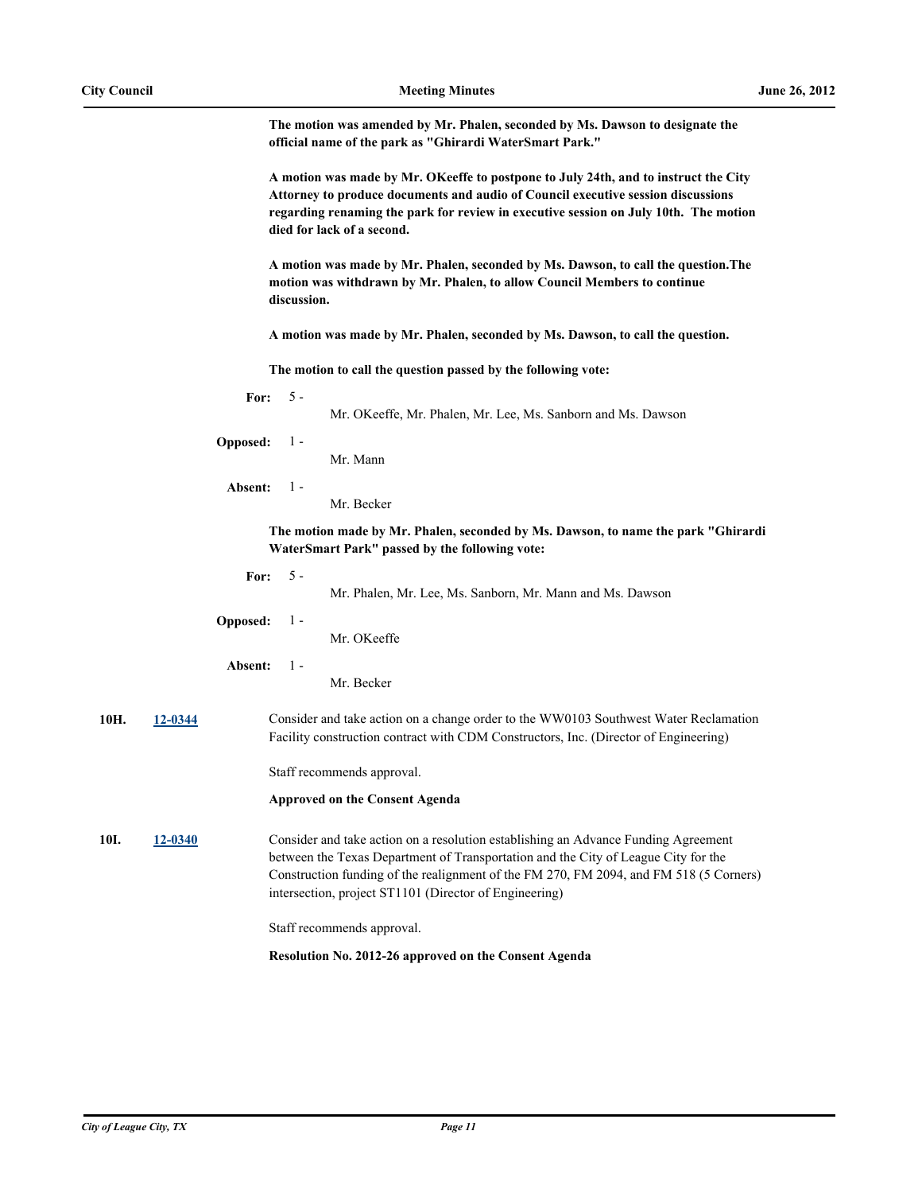**The motion was amended by Mr. Phalen, seconded by Ms. Dawson to designate the official name of the park as "Ghirardi WaterSmart Park."**

**A motion was made by Mr. OKeeffe to postpone to July 24th, and to instruct the City Attorney to produce documents and audio of Council executive session discussions regarding renaming the park for review in executive session on July 10th. The motion died for lack of a second.**

**A motion was made by Mr. Phalen, seconded by Ms. Dawson, to call the question.The motion was withdrawn by Mr. Phalen, to allow Council Members to continue discussion.**

**A motion was made by Mr. Phalen, seconded by Ms. Dawson, to call the question.**

**The motion to call the question passed by the following vote:**

**For:** 5 - Mr. OKeeffe, Mr. Phalen, Mr. Lee, Ms. Sanborn and Ms. Dawson

**Opposed:** 1 - Mr. Mann

**Absent:** 1 - Mr. Becker

**The motion made by Mr. Phalen, seconded by Ms. Dawson, to name the park "Ghirardi WaterSmart Park" passed by the following vote:**

**For:** 5 - Mr. Phalen, Mr. Lee, Ms. Sanborn, Mr. Mann and Ms. Dawson

**Opposed:** 1 - Mr. OKeeffe

**Absent:** 1 - Mr. Becker

**10H.** 12-0344 Consider and take action on a change order to the WW0103 Southwest Water Reclamation Facility construction contract with CDM Constructors, Inc. (Director of Engineering)

Staff recommends approval.

**Approved on the Consent Agenda**

**10I.** 12-0340 Consider and take action on a resolution establishing an Advance Funding Agreement between the Texas Department of Transportation and the City of League City for the Construction funding of the realignment of the FM 270, FM 2094, and FM 518 (5 Corners) intersection, project ST1101 (Director of Engineering)

Staff recommends approval.

**Resolution No. 2012-26 approved on the Consent Agenda**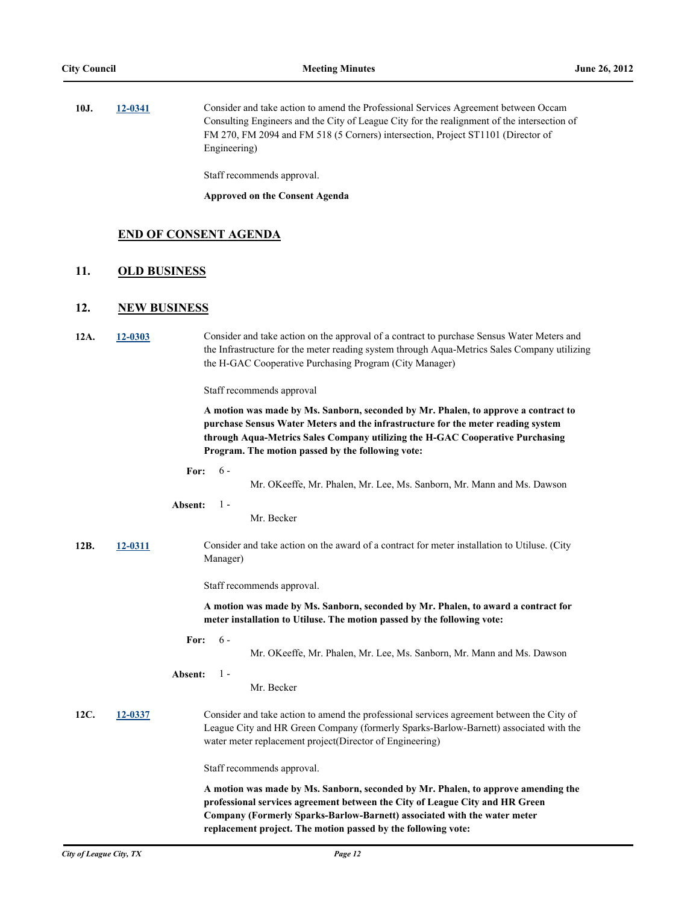**10J.** **12-0341** Consider and take action to amend the Professional Services Agreement between Occam Consulting Engineers and the City of League City for the realignment of the intersection of FM 270, FM 2094 and FM 518 (5 Corners) intersection, Project ST1101 (Director of Engineering)

Staff recommends approval.

**Approved on the Consent Agenda**

## END OF CONSENT AGENDA

## 11. OLD BUSINESS

## 12. NEW BUSINESS

**12A.** **12-0303** Consider and take action on the approval of a contract to purchase Sensus Water Meters and the Infrastructure for the meter reading system through Aqua-Metrics Sales Company utilizing the H-GAC Cooperative Purchasing Program (City Manager)

Staff recommends approval

**A motion was made by Ms. Sanborn, seconded by Mr. Phalen, to approve a contract to purchase Sensus Water Meters and the infrastructure for the meter reading system through Aqua-Metrics Sales Company utilizing the H-GAC Cooperative Purchasing Program. The motion passed by the following vote:**

**For:** 6 - Mr. OKeeffe, Mr. Phalen, Mr. Lee, Ms. Sanborn, Mr. Mann and Ms. Dawson

**Absent:** 1 - Mr. Becker

**12B.** **12-0311** Consider and take action on the award of a contract for meter installation to Utiluse. (City Manager)

Staff recommends approval.

**A motion was made by Ms. Sanborn, seconded by Mr. Phalen, to award a contract for meter installation to Utiluse. The motion passed by the following vote:**

**For:** 6 - Mr. OKeeffe, Mr. Phalen, Mr. Lee, Ms. Sanborn, Mr. Mann and Ms. Dawson

**Absent:** 1 - Mr. Becker

**12C.** **12-0337** Consider and take action to amend the professional services agreement between the City of League City and HR Green Company (formerly Sparks-Barlow-Barnett) associated with the water meter replacement project(Director of Engineering)

Staff recommends approval.

**A motion was made by Ms. Sanborn, seconded by Mr. Phalen, to approve amending the professional services agreement between the City of League City and HR Green Company (Formerly Sparks-Barlow-Barnett) associated with the water meter replacement project. The motion passed by the following vote:**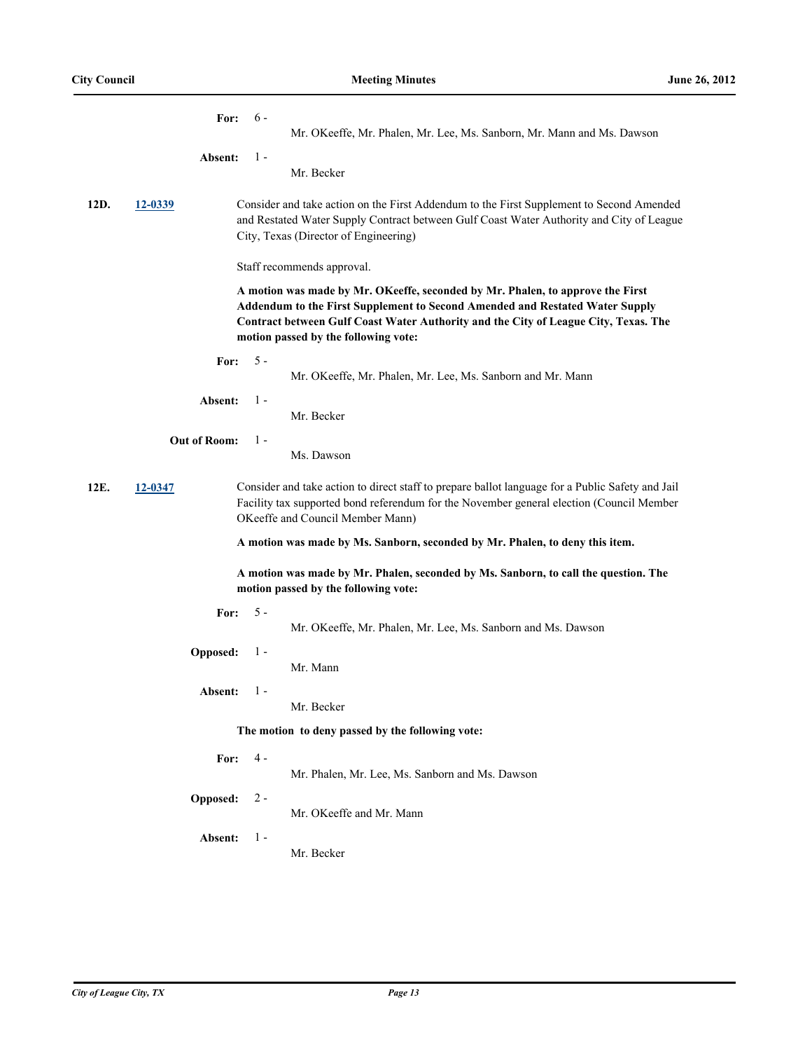**For:** 6 - Mr. OKeeffe, Mr. Phalen, Mr. Lee, Ms. Sanborn, Mr. Mann and Ms. Dawson

**Absent:** 1 - Mr. Becker

**12D.** **12-0339**

Consider and take action on the First Addendum to the First Supplement to Second Amended and Restated Water Supply Contract between Gulf Coast Water Authority and City of League City, Texas (Director of Engineering)

Staff recommends approval.

**A motion was made by Mr. OKeeffe, seconded by Mr. Phalen, to approve the First Addendum to the First Supplement to Second Amended and Restated Water Supply Contract between Gulf Coast Water Authority and the City of League City, Texas. The motion passed by the following vote:**

**For:** 5 - Mr. OKeeffe, Mr. Phalen, Mr. Lee, Ms. Sanborn and Mr. Mann

**Absent:** 1 - Mr. Becker

**Out of Room:** 1 - Ms. Dawson

**12E.** **12-0347**

Consider and take action to direct staff to prepare ballot language for a Public Safety and Jail Facility tax supported bond referendum for the November general election (Council Member OKeeffe and Council Member Mann)

**A motion was made by Ms. Sanborn, seconded by Mr. Phalen, to deny this item.**

**A motion was made by Mr. Phalen, seconded by Ms. Sanborn, to call the question. The motion passed by the following vote:**

**For:** 5 - Mr. OKeeffe, Mr. Phalen, Mr. Lee, Ms. Sanborn and Ms. Dawson

**Opposed:** 1 - Mr. Mann

**Absent:** 1 - Mr. Becker

**The motion to deny passed by the following vote:**

**For:** 4 - Mr. Phalen, Mr. Lee, Ms. Sanborn and Ms. Dawson

**Opposed:** 2 - Mr. OKeeffe and Mr. Mann

**Absent:** 1 - Mr. Becker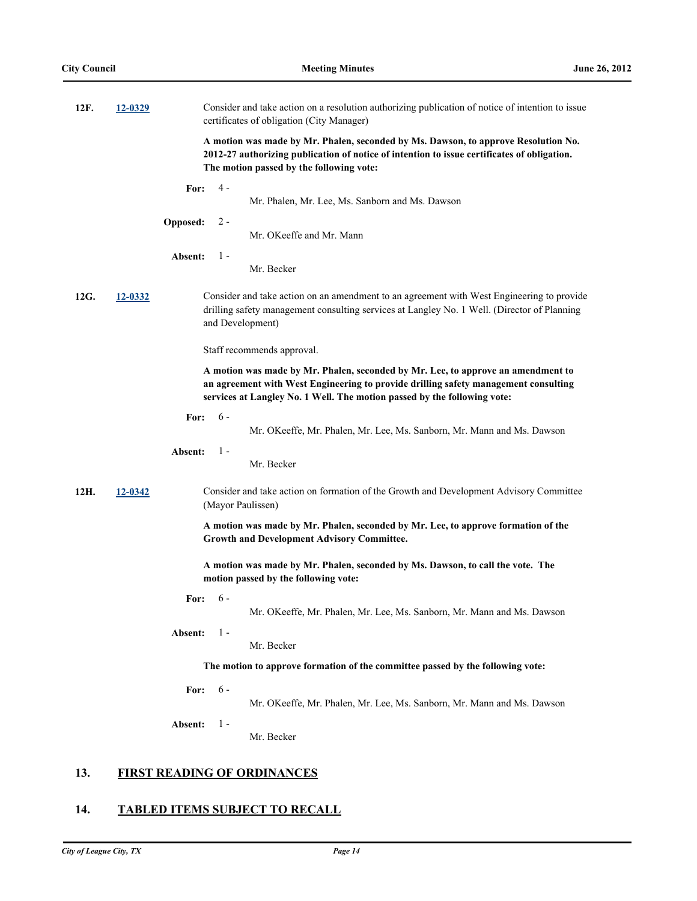**12F.** [12-0329](12-0329)

Consider and take action on a resolution authorizing publication of notice of intention to issue certificates of obligation (City Manager)

**A motion was made by Mr. Phalen, seconded by Ms. Dawson, to approve Resolution No. 2012-27 authorizing publication of notice of intention to issue certificates of obligation. The motion passed by the following vote:**

**For:** 4 - Mr. Phalen, Mr. Lee, Ms. Sanborn and Ms. Dawson

**Opposed:** 2 - Mr. OKeeffe and Mr. Mann

**Absent:** 1 - Mr. Becker

**12G.** [12-0332](12-0332)

Consider and take action on an amendment to an agreement with West Engineering to provide drilling safety management consulting services at Langley No. 1 Well. (Director of Planning and Development)

Staff recommends approval.

**A motion was made by Mr. Phalen, seconded by Mr. Lee, to approve an amendment to an agreement with West Engineering to provide drilling safety management consulting services at Langley No. 1 Well. The motion passed by the following vote:**

**For:** 6 - Mr. OKeeffe, Mr. Phalen, Mr. Lee, Ms. Sanborn, Mr. Mann and Ms. Dawson

**Absent:** 1 - Mr. Becker

**12H.** [12-0342](12-0342)

Consider and take action on formation of the Growth and Development Advisory Committee (Mayor Paulissen)

**A motion was made by Mr. Phalen, seconded by Mr. Lee, to approve formation of the Growth and Development Advisory Committee.**

**A motion was made by Mr. Phalen, seconded by Ms. Dawson, to call the vote. The motion passed by the following vote:**

**For:** 6 - Mr. OKeeffe, Mr. Phalen, Mr. Lee, Ms. Sanborn, Mr. Mann and Ms. Dawson

**Absent:** 1 - Mr. Becker

**The motion to approve formation of the committee passed by the following vote:**

**For:** 6 - Mr. OKeeffe, Mr. Phalen, Mr. Lee, Ms. Sanborn, Mr. Mann and Ms. Dawson

**Absent:** 1 - Mr. Becker

## 13. FIRST READING OF ORDINANCES

## 14. TABLED ITEMS SUBJECT TO RECALL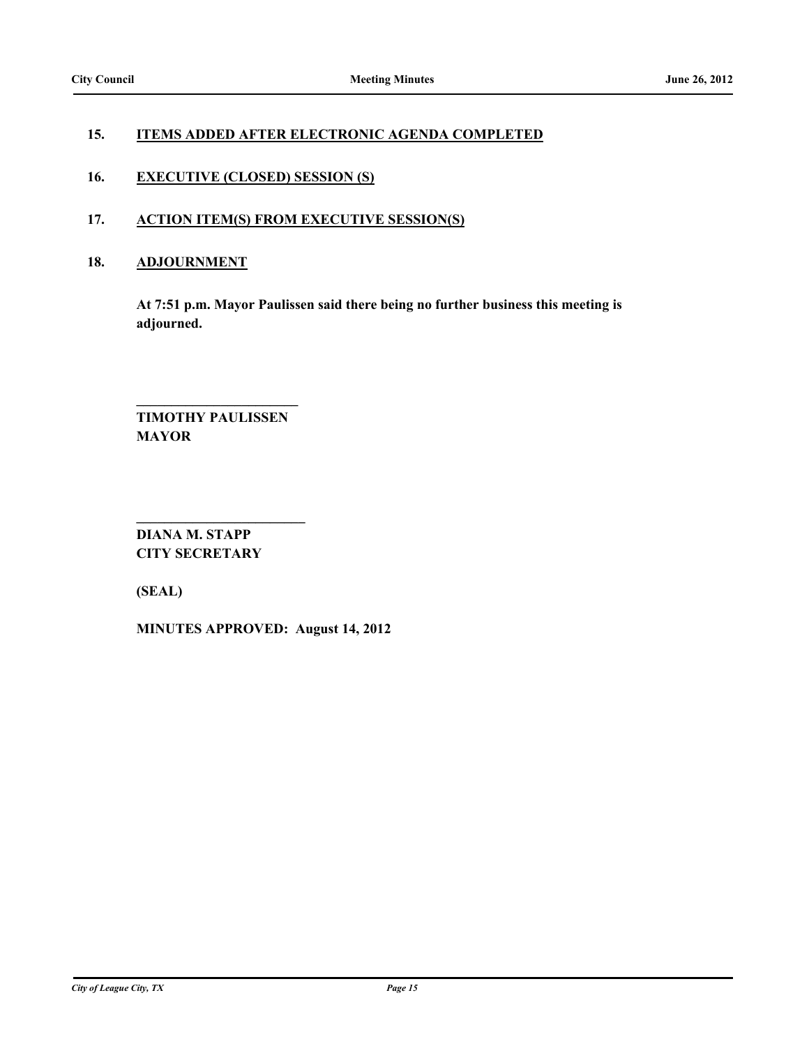**15. ITEMS ADDED AFTER ELECTRONIC AGENDA COMPLETED**

**16. EXECUTIVE (CLOSED) SESSION (S)**

**17. ACTION ITEM(S) FROM EXECUTIVE SESSION(S)**

**18. ADJOURNMENT**

**At 7:51 p.m. Mayor Paulissen said there being no further business this meeting is adjourned.**

**_______________________**
**TIMOTHY PAULISSEN**
**MAYOR**

**________________________**
**DIANA M. STAPP**
**CITY SECRETARY**

**(SEAL)**

**MINUTES APPROVED: August 14, 2012**